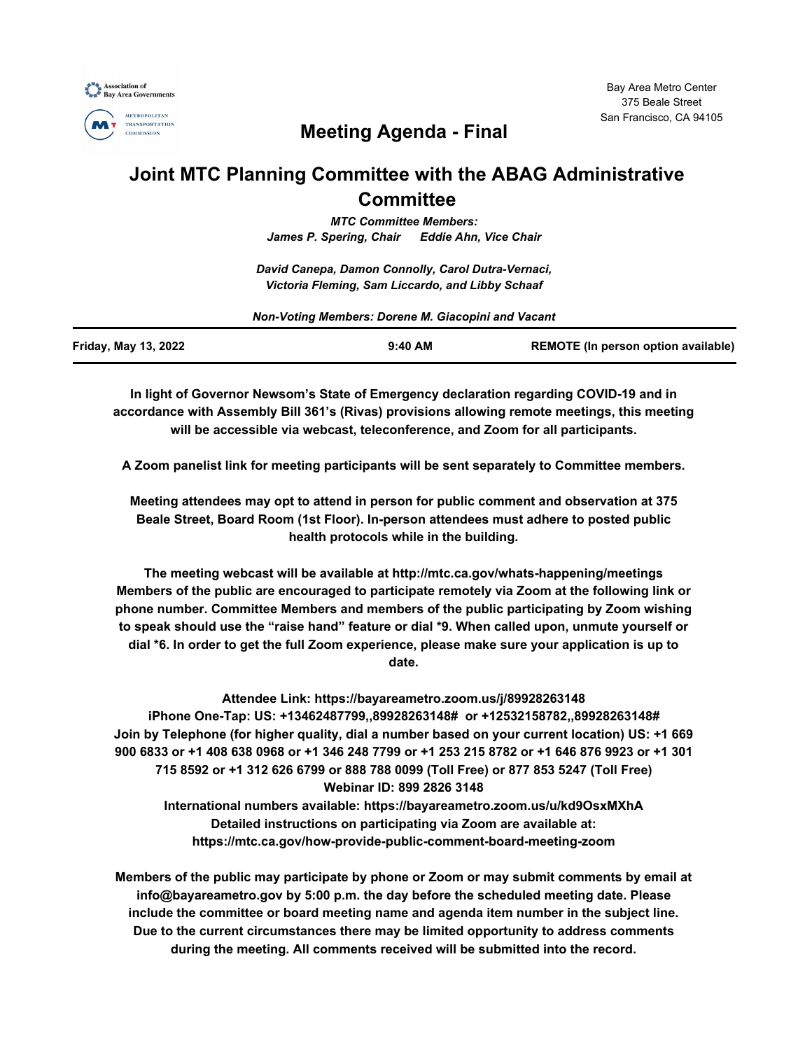Association of Bay Area Governments

METROPOLITAN TRANSPORTATION COMMISSION

Bay Area Metro Center
375 Beale Street
San Francisco, CA 94105

# Meeting Agenda - Final

# Joint MTC Planning Committee with the ABAG Administrative Committee

*MTC Committee Members:*
*James P. Spering, Chair Eddie Ahn, Vice Chair*

*David Canepa, Damon Connolly, Carol Dutra-Vernaci, Victoria Fleming, Sam Liccardo, and Libby Schaaf*

*Non-Voting Members: Dorene M. Giacopini and Vacant*

| **Friday, May 13, 2022** | **9:40 AM** | **REMOTE (In person option available)** |
|---|---|---|

**In light of Governor Newsom's State of Emergency declaration regarding COVID-19 and in accordance with Assembly Bill 361's (Rivas) provisions allowing remote meetings, this meeting will be accessible via webcast, teleconference, and Zoom for all participants.**

**A Zoom panelist link for meeting participants will be sent separately to Committee members.**

**Meeting attendees may opt to attend in person for public comment and observation at 375 Beale Street, Board Room (1st Floor). In-person attendees must adhere to posted public health protocols while in the building.**

**The meeting webcast will be available at http://mtc.ca.gov/whats-happening/meetings Members of the public are encouraged to participate remotely via Zoom at the following link or phone number. Committee Members and members of the public participating by Zoom wishing to speak should use the "raise hand" feature or dial *9. When called upon, unmute yourself or dial *6. In order to get the full Zoom experience, please make sure your application is up to date.**

**Attendee Link: https://bayareametro.zoom.us/j/89928263148**
**iPhone One-Tap: US: +13462487799,,89928263148# or +12532158782,,89928263148#**
**Join by Telephone (for higher quality, dial a number based on your current location) US: +1 669 900 6833 or +1 408 638 0968 or +1 346 248 7799 or +1 253 215 8782 or +1 646 876 9923 or +1 301 715 8592 or +1 312 626 6799 or 888 788 0099 (Toll Free) or 877 853 5247 (Toll Free)**
**Webinar ID: 899 2826 3148**
**International numbers available: https://bayareametro.zoom.us/u/kd9OsxMXhA**
**Detailed instructions on participating via Zoom are available at: https://mtc.ca.gov/how-provide-public-comment-board-meeting-zoom**

**Members of the public may participate by phone or Zoom or may submit comments by email at info@bayareametro.gov by 5:00 p.m. the day before the scheduled meeting date. Please include the committee or board meeting name and agenda item number in the subject line. Due to the current circumstances there may be limited opportunity to address comments during the meeting. All comments received will be submitted into the record.**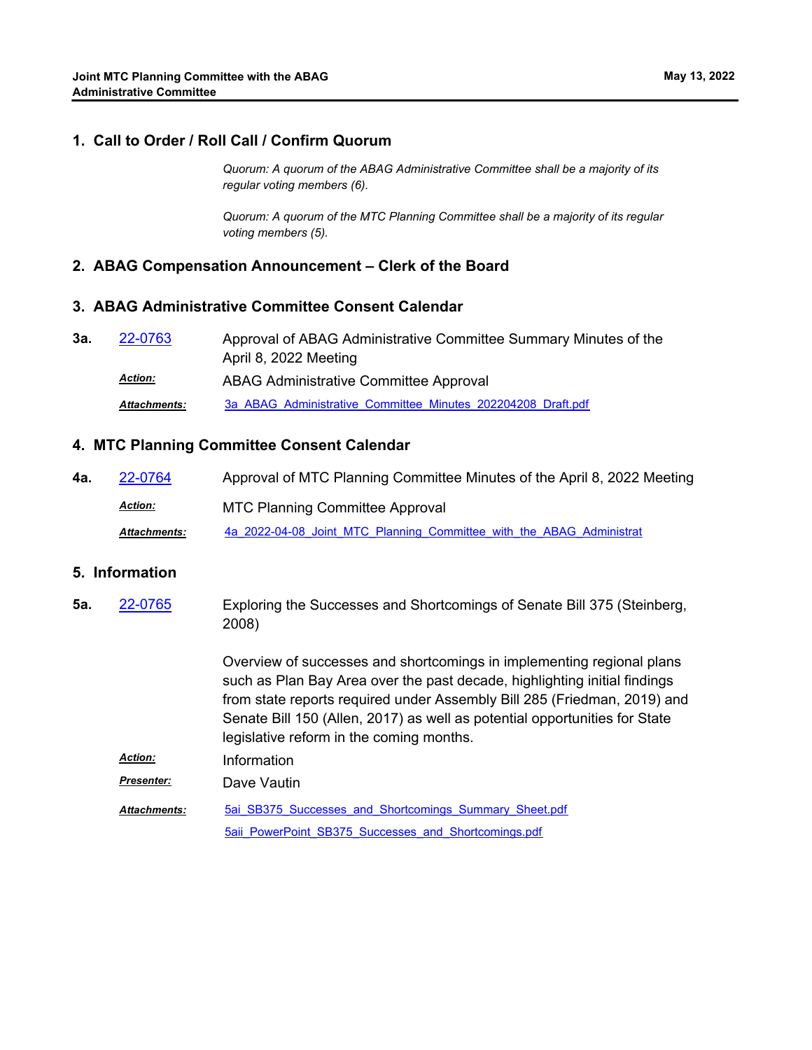## 1. Call to Order / Roll Call / Confirm Quorum

*Quorum: A quorum of the ABAG Administrative Committee shall be a majority of its regular voting members (6).*

*Quorum: A quorum of the MTC Planning Committee shall be a majority of its regular voting members (5).*

## 2. ABAG Compensation Announcement – Clerk of the Board

## 3. ABAG Administrative Committee Consent Calendar

**3a.** 22-0763 Approval of ABAG Administrative Committee Summary Minutes of the April 8, 2022 Meeting

***Action:*** ABAG Administrative Committee Approval

***Attachments:*** 3a_ABAG_Administrative_Committee_Minutes_202204208_Draft.pdf

## 4. MTC Planning Committee Consent Calendar

**4a.** 22-0764 Approval of MTC Planning Committee Minutes of the April 8, 2022 Meeting

***Action:*** MTC Planning Committee Approval

***Attachments:*** 4a_2022-04-08_Joint_MTC_Planning_Committee_with_the_ABAG_Administrat

## 5. Information

**5a.** 22-0765 Exploring the Successes and Shortcomings of Senate Bill 375 (Steinberg, 2008)

Overview of successes and shortcomings in implementing regional plans such as Plan Bay Area over the past decade, highlighting initial findings from state reports required under Assembly Bill 285 (Friedman, 2019) and Senate Bill 150 (Allen, 2017) as well as potential opportunities for State legislative reform in the coming months.

***Action:*** Information

***Presenter:*** Dave Vautin

***Attachments:*** 5ai_SB375_Successes_and_Shortcomings_Summary_Sheet.pdf
5aii_PowerPoint_SB375_Successes_and_Shortcomings.pdf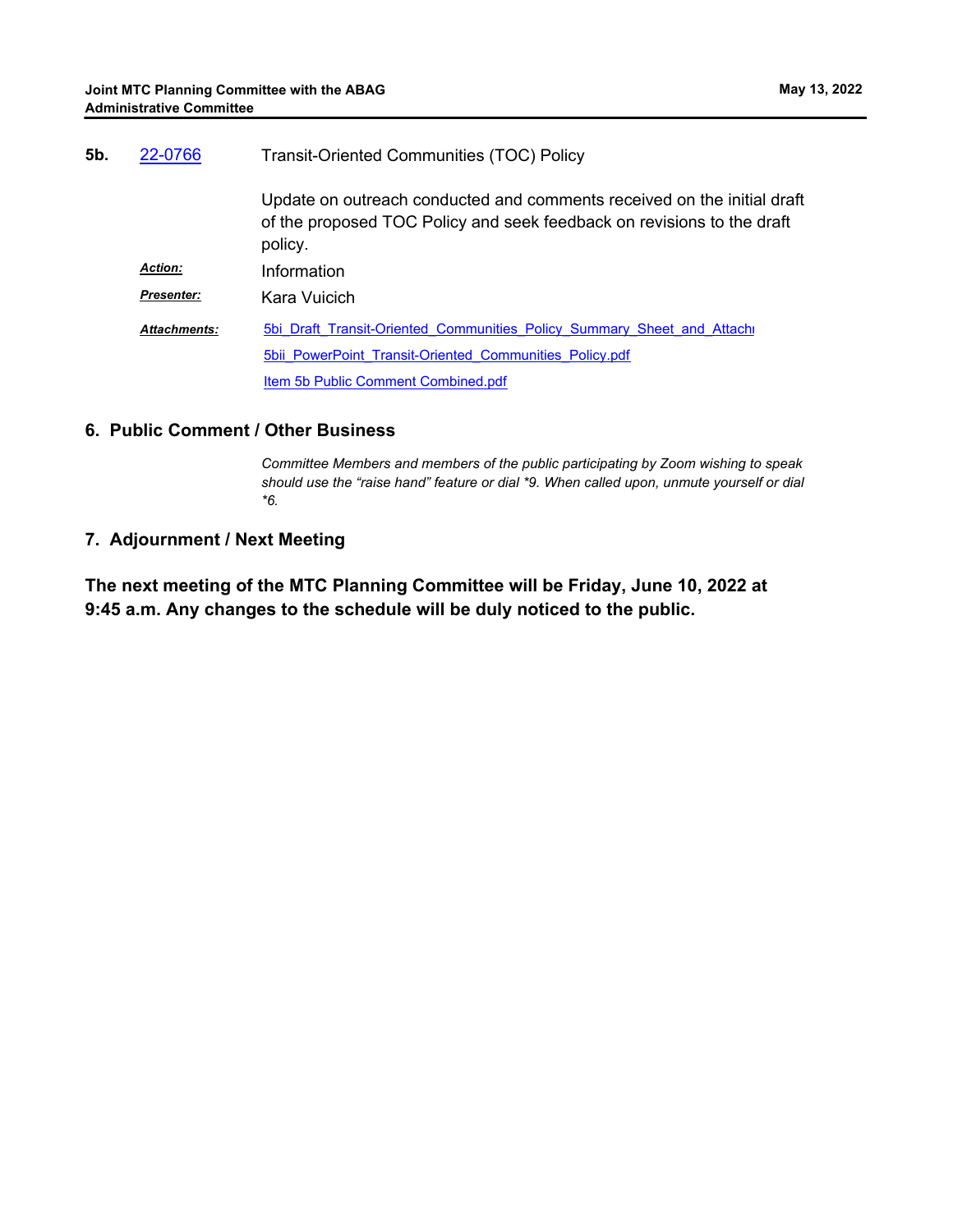**5b.** 22-0766 Transit-Oriented Communities (TOC) Policy

Update on outreach conducted and comments received on the initial draft of the proposed TOC Policy and seek feedback on revisions to the draft policy.

***Action:*** Information

***Presenter:*** Kara Vuicich

***Attachments:*** 5bi_Draft_Transit-Oriented_Communities_Policy_Summary_Sheet_and_Attachı

5bii_PowerPoint_Transit-Oriented_Communities_Policy.pdf

Item 5b Public Comment Combined.pdf

## 6. Public Comment / Other Business

*Committee Members and members of the public participating by Zoom wishing to speak should use the "raise hand" feature or dial *9. When called upon, unmute yourself or dial *6.*

## 7. Adjournment / Next Meeting

**The next meeting of the MTC Planning Committee will be Friday, June 10, 2022 at 9:45 a.m. Any changes to the schedule will be duly noticed to the public.**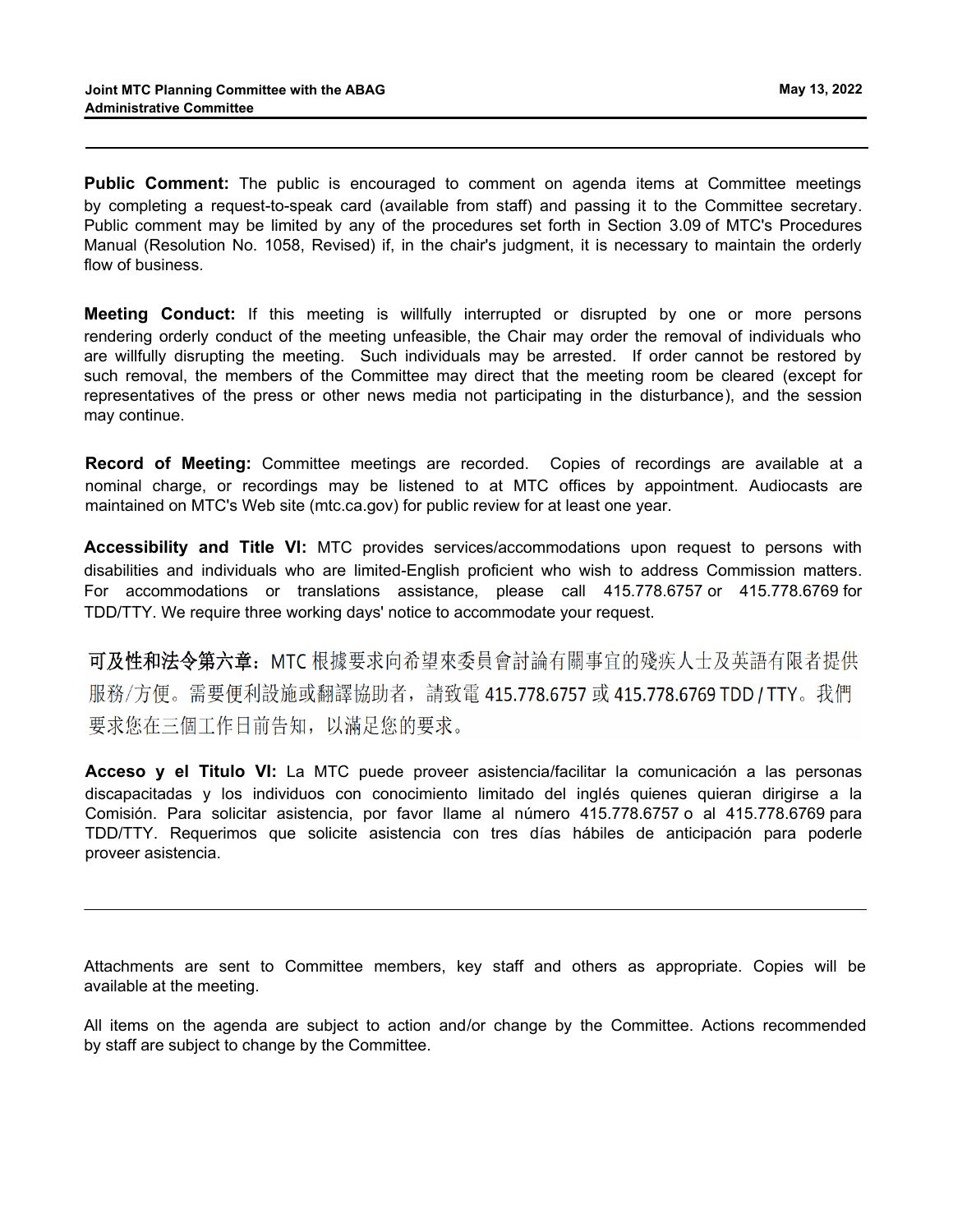**Public Comment:** The public is encouraged to comment on agenda items at Committee meetings by completing a request-to-speak card (available from staff) and passing it to the Committee secretary. Public comment may be limited by any of the procedures set forth in Section 3.09 of MTC's Procedures Manual (Resolution No. 1058, Revised) if, in the chair's judgment, it is necessary to maintain the orderly flow of business.

**Meeting Conduct:** If this meeting is willfully interrupted or disrupted by one or more persons rendering orderly conduct of the meeting unfeasible, the Chair may order the removal of individuals who are willfully disrupting the meeting. Such individuals may be arrested. If order cannot be restored by such removal, the members of the Committee may direct that the meeting room be cleared (except for representatives of the press or other news media not participating in the disturbance), and the session may continue.

**Record of Meeting:** Committee meetings are recorded. Copies of recordings are available at a nominal charge, or recordings may be listened to at MTC offices by appointment. Audiocasts are maintained on MTC's Web site (mtc.ca.gov) for public review for at least one year.

**Accessibility and Title VI:** MTC provides services/accommodations upon request to persons with disabilities and individuals who are limited-English proficient who wish to address Commission matters. For accommodations or translations assistance, please call 415.778.6757 or 415.778.6769 for TDD/TTY. We require three working days' notice to accommodate your request.

**可及性和法令第六章：**MTC 根據要求向希望來委員會討論有關事宜的殘疾人士及英語有限者提供服務/方便。需要便利設施或翻譯協助者，請致電 415.778.6757 或 415.778.6769 TDD / TTY。我們要求您在三個工作日前告知，以滿足您的要求。

**Acceso y el Titulo VI:** La MTC puede proveer asistencia/facilitar la comunicación a las personas discapacitadas y los individuos con conocimiento limitado del inglés quienes quieran dirigirse a la Comisión. Para solicitar asistencia, por favor llame al número 415.778.6757 o al 415.778.6769 para TDD/TTY. Requerimos que solicite asistencia con tres días hábiles de anticipación para poderle proveer asistencia.

---

Attachments are sent to Committee members, key staff and others as appropriate. Copies will be available at the meeting.

All items on the agenda are subject to action and/or change by the Committee. Actions recommended by staff are subject to change by the Committee.